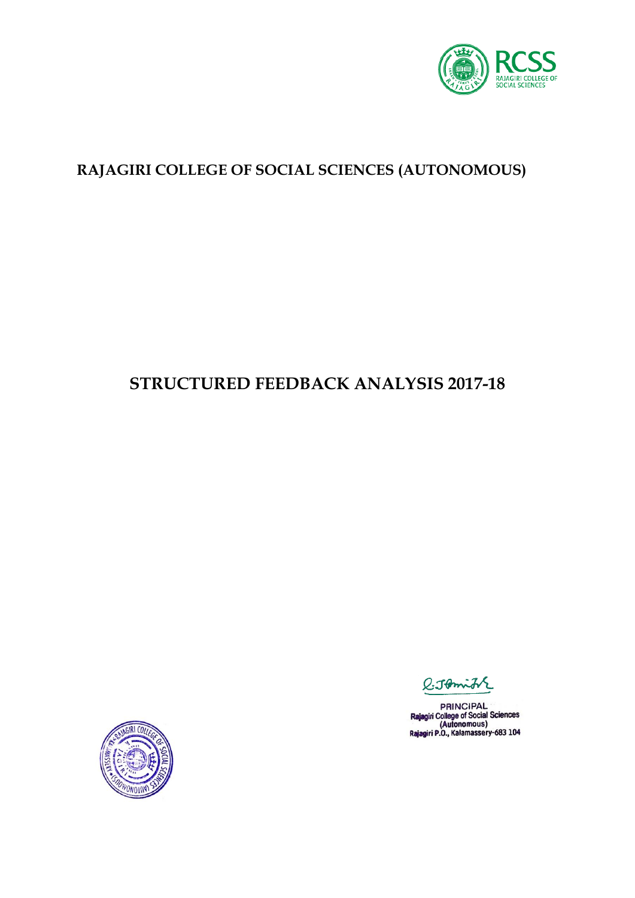# RAJAGIRI COLLEGE OF SOCIAL SCIENCES (AUTONOMOUS)

## STRUCTURED FEEDBACK ANALYSIS 2017-18

PRINCIPAL
Rajagiri College of Social Sciences
(Autonomous)
Rajagiri P.O., Kalamassery-683 104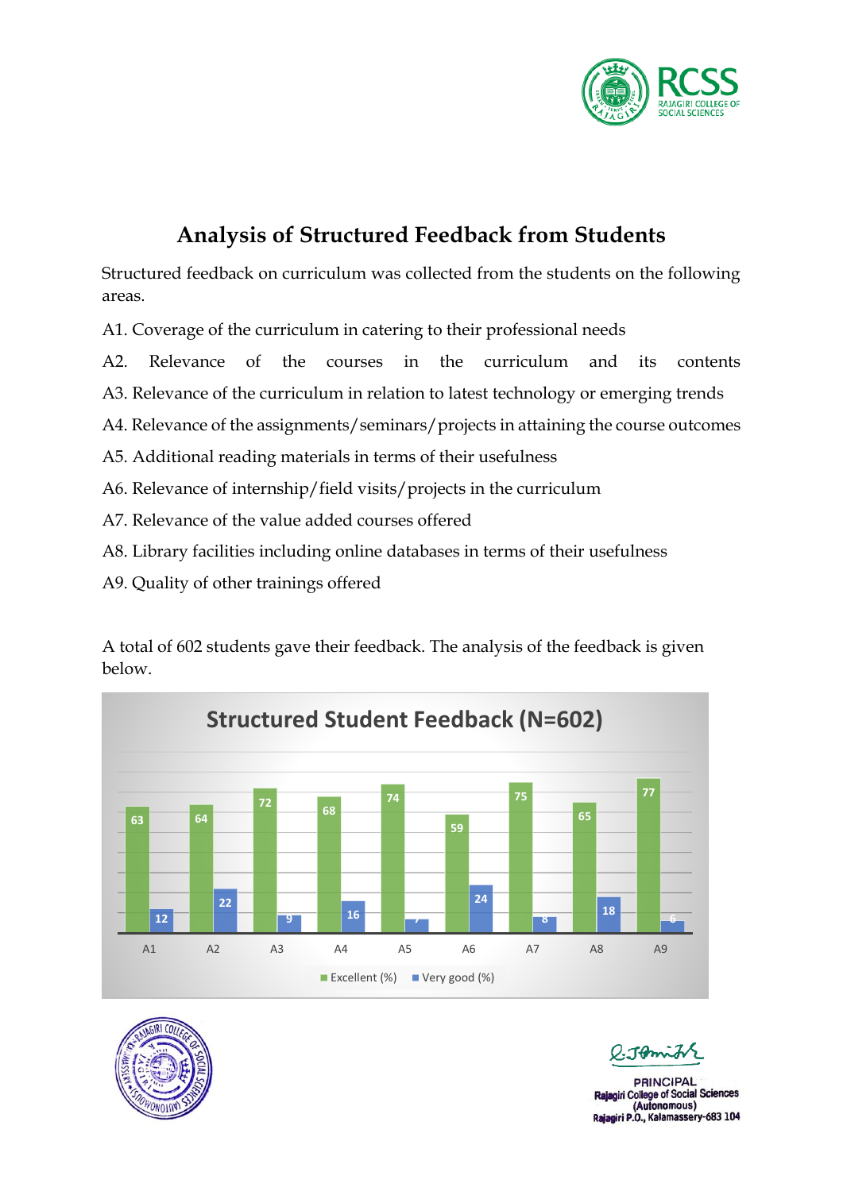# Analysis of Structured Feedback from Students

Structured feedback on curriculum was collected from the students on the following areas.

A1. Coverage of the curriculum in catering to their professional needs

A2. Relevance of the courses in the curriculum and its contents

A3. Relevance of the curriculum in relation to latest technology or emerging trends

A4. Relevance of the assignments/seminars/projects in attaining the course outcomes

A5. Additional reading materials in terms of their usefulness

A6. Relevance of internship/field visits/projects in the curriculum

A7. Relevance of the value added courses offered

A8. Library facilities including online databases in terms of their usefulness

A9. Quality of other trainings offered

A total of 602 students gave their feedback. The analysis of the feedback is given below.

**Structured Student Feedback (N=602)**

| | A1 | A2 | A3 | A4 | A5 | A6 | A7 | A8 | A9 |
|---|---|---|---|---|---|---|---|---|---|
| Excellent (%) | 63 | 64 | 72 | 68 | 74 | 59 | 75 | 65 | 77 |
| Very good (%) | 12 | 22 | 9 | 16 | 7 | 24 | 8 | 18 | 6 |

PRINCIPAL
Rajagiri College of Social Sciences
(Autonomous)
Rajagiri P.O., Kalamassery-683 104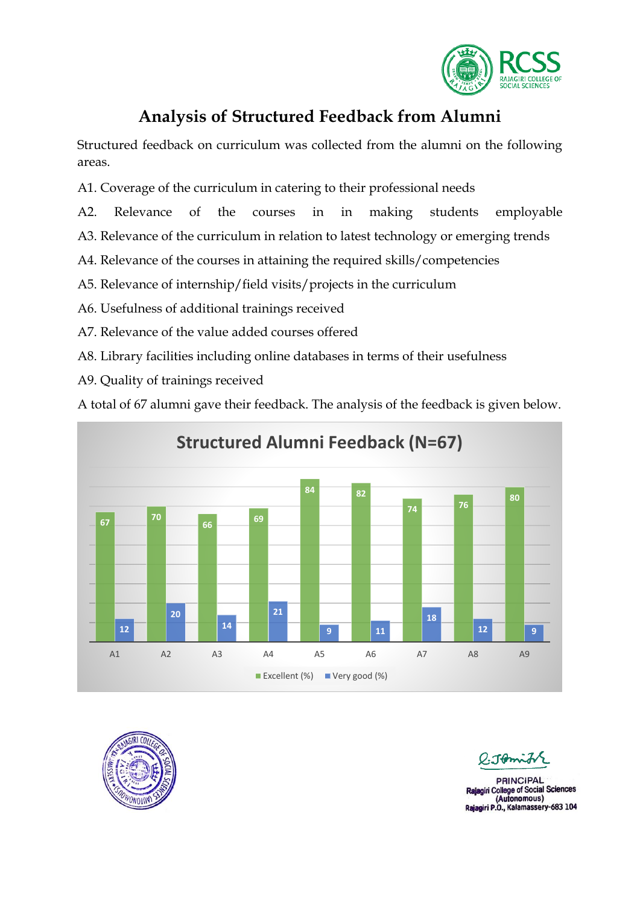# Analysis of Structured Feedback from Alumni

Structured feedback on curriculum was collected from the alumni on the following areas.

A1. Coverage of the curriculum in catering to their professional needs

A2. Relevance of the courses in in making students employable

A3. Relevance of the curriculum in relation to latest technology or emerging trends

A4. Relevance of the courses in attaining the required skills/competencies

A5. Relevance of internship/field visits/projects in the curriculum

A6. Usefulness of additional trainings received

A7. Relevance of the value added courses offered

A8. Library facilities including online databases in terms of their usefulness

A9. Quality of trainings received

A total of 67 alumni gave their feedback. The analysis of the feedback is given below.

**Structured Alumni Feedback (N=67)**

| | A1 | A2 | A3 | A4 | A5 | A6 | A7 | A8 | A9 |
|---|---|---|---|---|---|---|---|---|---|
| Excellent (%) | 67 | 70 | 66 | 69 | 84 | 82 | 74 | 76 | 80 |
| Very good (%) | 12 | 20 | 14 | 21 | 9 | 11 | 18 | 12 | 9 |

PRINCIPAL
Rajagiri College of Social Sciences
(Autonomous)
Rajagiri P.O., Kalamassery-683 104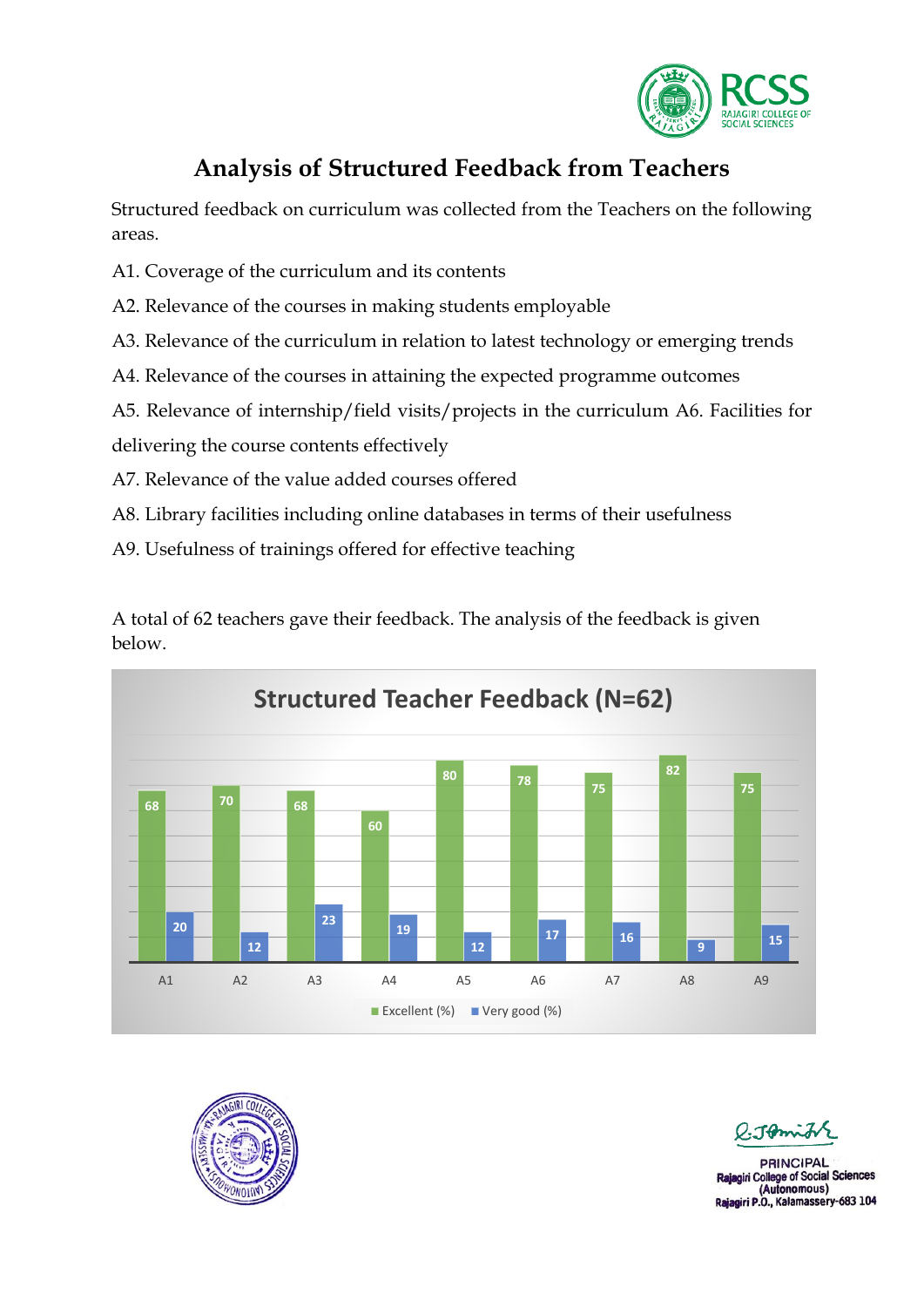# Analysis of Structured Feedback from Teachers

Structured feedback on curriculum was collected from the Teachers on the following areas.

A1. Coverage of the curriculum and its contents

A2. Relevance of the courses in making students employable

A3. Relevance of the curriculum in relation to latest technology or emerging trends

A4. Relevance of the courses in attaining the expected programme outcomes

A5. Relevance of internship/field visits/projects in the curriculum A6. Facilities for delivering the course contents effectively

A7. Relevance of the value added courses offered

A8. Library facilities including online databases in terms of their usefulness

A9. Usefulness of trainings offered for effective teaching

A total of 62 teachers gave their feedback. The analysis of the feedback is given below.

**Structured Teacher Feedback (N=62)**

| | A1 | A2 | A3 | A4 | A5 | A6 | A7 | A8 | A9 |
|---|---|---|---|---|---|---|---|---|---|
| Excellent (%) | 68 | 70 | 68 | 60 | 80 | 78 | 75 | 82 | 75 |
| Very good (%) | 20 | 12 | 23 | 19 | 12 | 17 | 16 | 9 | 15 |

PRINCIPAL
Rajagiri College of Social Sciences
(Autonomous)
Rajagiri P.O., Kalamassery-683 104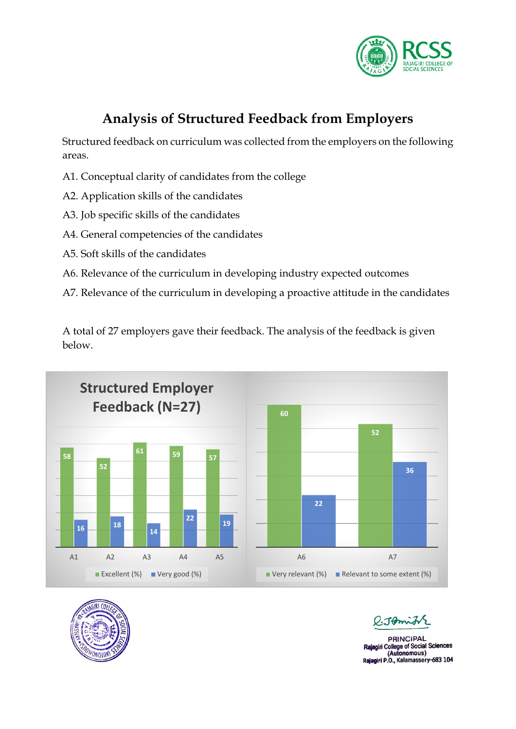# Analysis of Structured Feedback from Employers

Structured feedback on curriculum was collected from the employers on the following areas.

A1. Conceptual clarity of candidates from the college

A2. Application skills of the candidates

A3. Job specific skills of the candidates

A4. General competencies of the candidates

A5. Soft skills of the candidates

A6. Relevance of the curriculum in developing industry expected outcomes

A7. Relevance of the curriculum in developing a proactive attitude in the candidates

A total of 27 employers gave their feedback. The analysis of the feedback is given below.

**Structured Employer Feedback (N=27)**

| | A1 | A2 | A3 | A4 | A5 |
|---|---|---|---|---|---|
| Excellent (%) | 58 | 52 | 61 | 59 | 57 |
| Very good (%) | 16 | 18 | 14 | 22 | 19 |

| | A6 | A7 |
|---|---|---|
| Very relevant (%) | 60 | 52 |
| Relevant to some extent (%) | 22 | 36 |

PRINCIPAL
Rajagiri College of Social Sciences
(Autonomous)
Rajagiri P.O., Kalamassery-683 104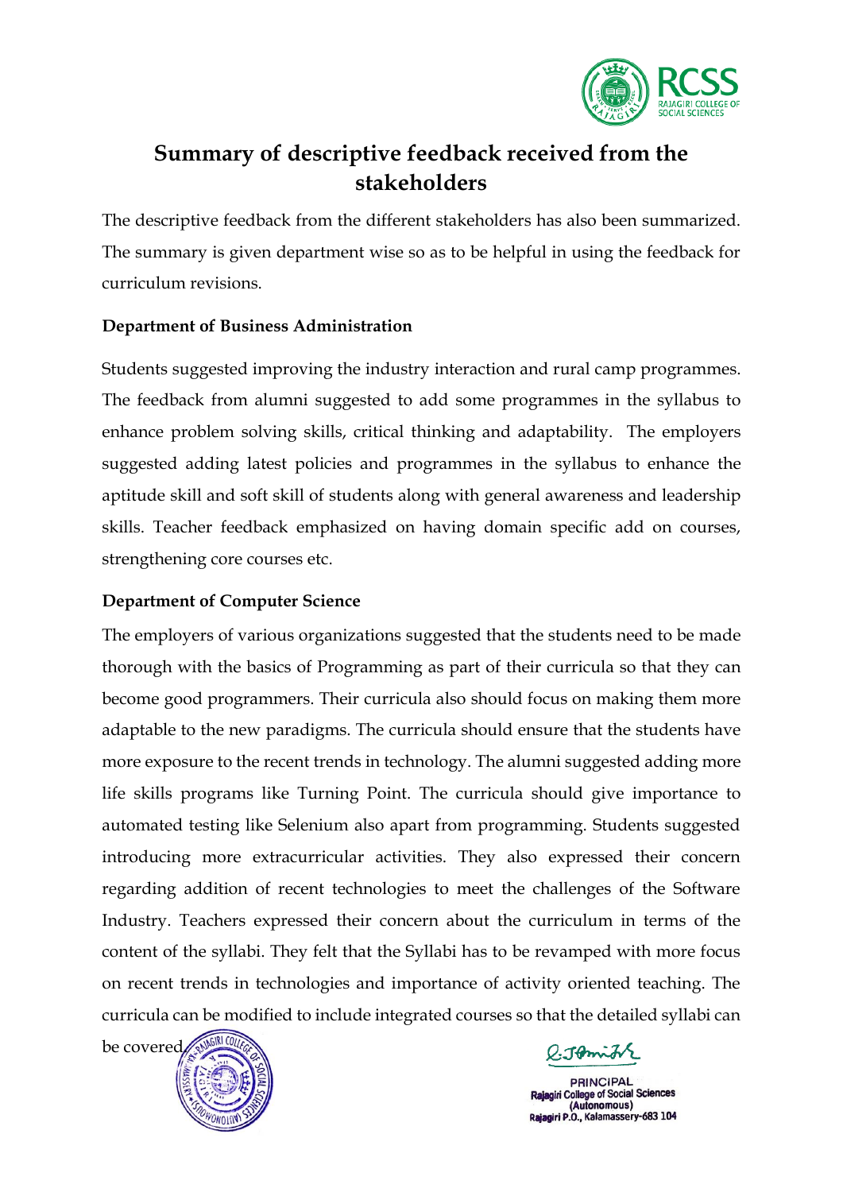# Summary of descriptive feedback received from the stakeholders

The descriptive feedback from the different stakeholders has also been summarized. The summary is given department wise so as to be helpful in using the feedback for curriculum revisions.

**Department of Business Administration**

Students suggested improving the industry interaction and rural camp programmes. The feedback from alumni suggested to add some programmes in the syllabus to enhance problem solving skills, critical thinking and adaptability. The employers suggested adding latest policies and programmes in the syllabus to enhance the aptitude skill and soft skill of students along with general awareness and leadership skills. Teacher feedback emphasized on having domain specific add on courses, strengthening core courses etc.

**Department of Computer Science**

The employers of various organizations suggested that the students need to be made thorough with the basics of Programming as part of their curricula so that they can become good programmers. Their curricula also should focus on making them more adaptable to the new paradigms. The curricula should ensure that the students have more exposure to the recent trends in technology. The alumni suggested adding more life skills programs like Turning Point. The curricula should give importance to automated testing like Selenium also apart from programming. Students suggested introducing more extracurricular activities. They also expressed their concern regarding addition of recent technologies to meet the challenges of the Software Industry. Teachers expressed their concern about the curriculum in terms of the content of the syllabi. They felt that the Syllabi has to be revamped with more focus on recent trends in technologies and importance of activity oriented teaching. The curricula can be modified to include integrated courses so that the detailed syllabi can be covered.

PRINCIPAL
Rajagiri College of Social Sciences
(Autonomous)
Rajagiri P.O., Kalamassery-683 104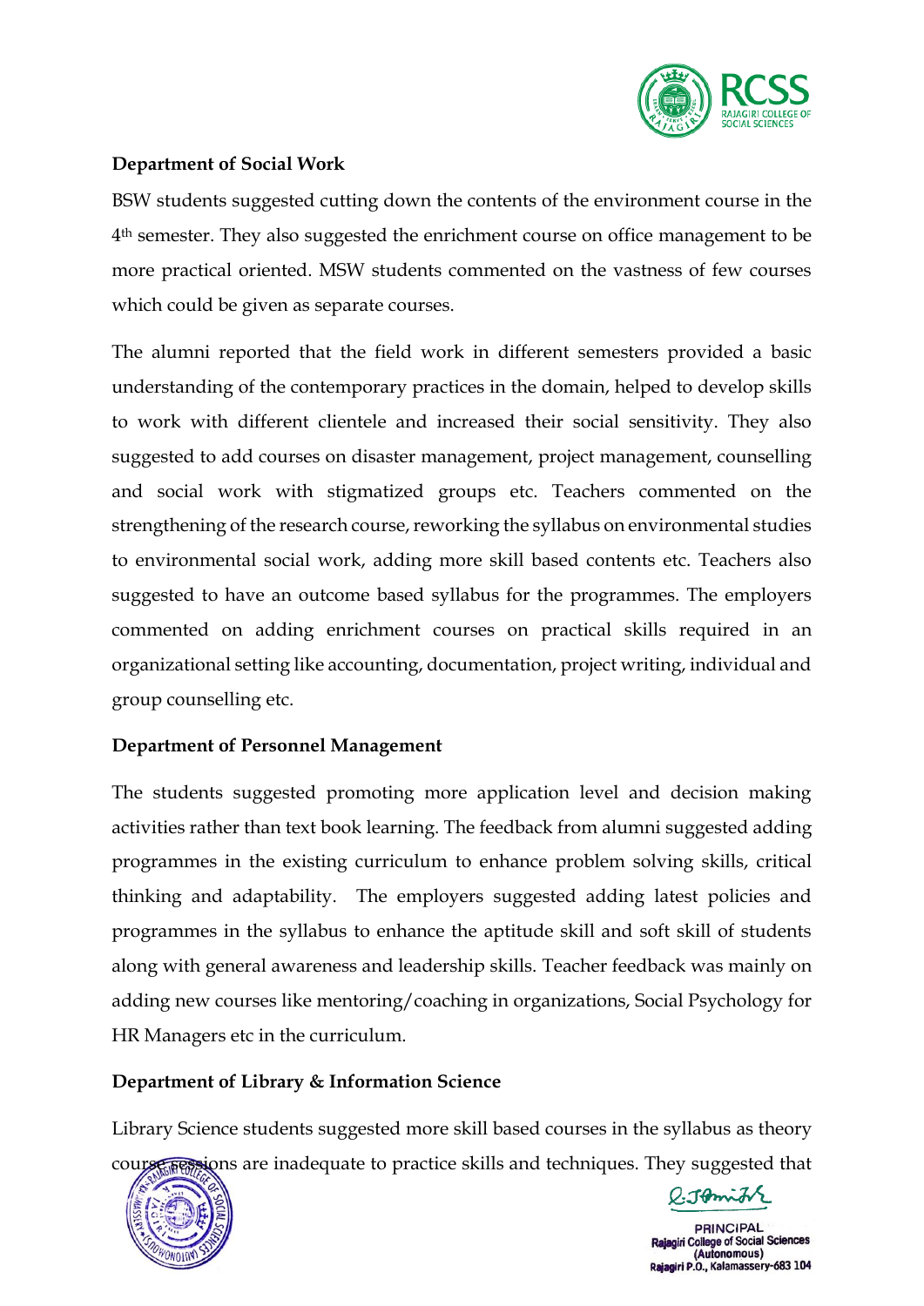**Department of Social Work**

BSW students suggested cutting down the contents of the environment course in the 4th semester. They also suggested the enrichment course on office management to be more practical oriented. MSW students commented on the vastness of few courses which could be given as separate courses.

The alumni reported that the field work in different semesters provided a basic understanding of the contemporary practices in the domain, helped to develop skills to work with different clientele and increased their social sensitivity. They also suggested to add courses on disaster management, project management, counselling and social work with stigmatized groups etc. Teachers commented on the strengthening of the research course, reworking the syllabus on environmental studies to environmental social work, adding more skill based contents etc. Teachers also suggested to have an outcome based syllabus for the programmes. The employers commented on adding enrichment courses on practical skills required in an organizational setting like accounting, documentation, project writing, individual and group counselling etc.

**Department of Personnel Management**

The students suggested promoting more application level and decision making activities rather than text book learning. The feedback from alumni suggested adding programmes in the existing curriculum to enhance problem solving skills, critical thinking and adaptability. The employers suggested adding latest policies and programmes in the syllabus to enhance the aptitude skill and soft skill of students along with general awareness and leadership skills. Teacher feedback was mainly on adding new courses like mentoring/coaching in organizations, Social Psychology for HR Managers etc in the curriculum.

**Department of Library & Information Science**

Library Science students suggested more skill based courses in the syllabus as theory course sessions are inadequate to practice skills and techniques. They suggested that

PRINCIPAL
Rajagiri College of Social Sciences
(Autonomous)
Rajagiri P.O., Kalamassery-683 104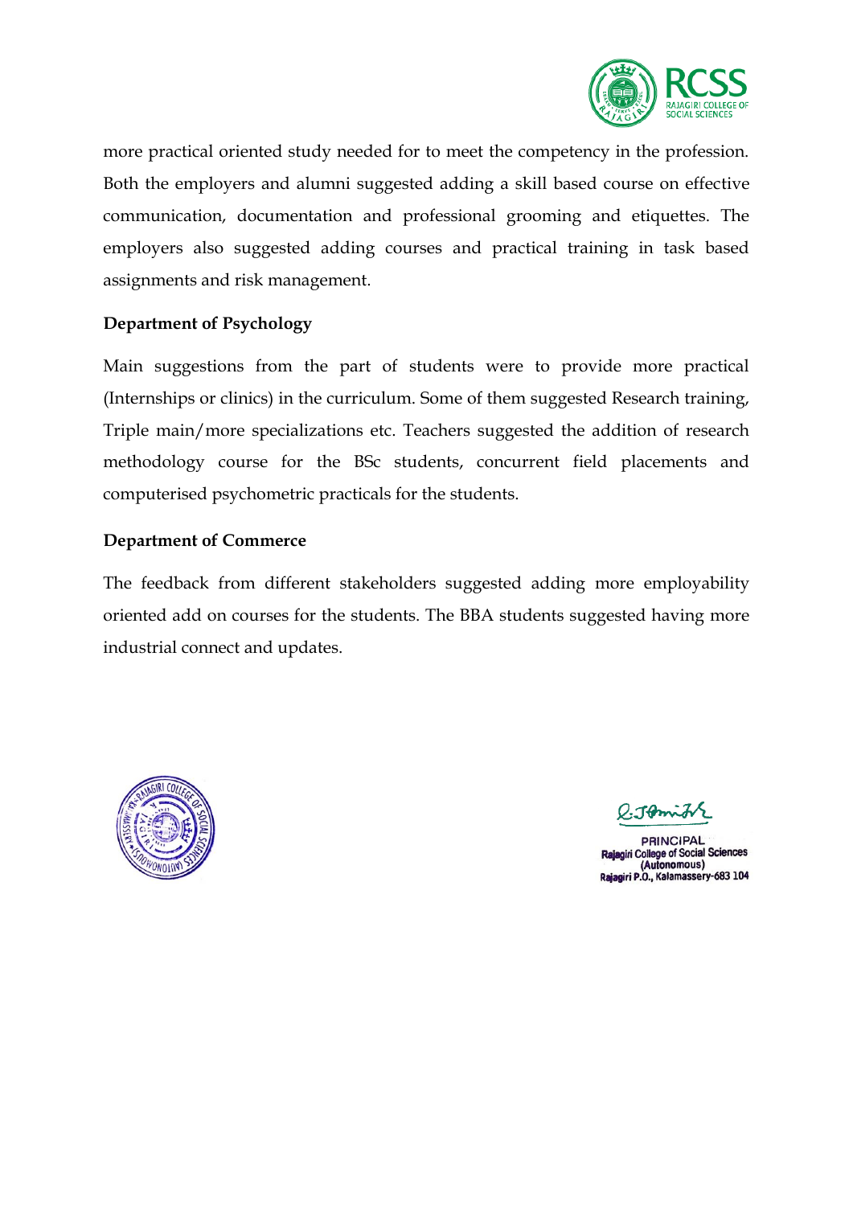more practical oriented study needed for to meet the competency in the profession. Both the employers and alumni suggested adding a skill based course on effective communication, documentation and professional grooming and etiquettes. The employers also suggested adding courses and practical training in task based assignments and risk management.

**Department of Psychology**

Main suggestions from the part of students were to provide more practical (Internships or clinics) in the curriculum. Some of them suggested Research training, Triple main/more specializations etc. Teachers suggested the addition of research methodology course for the BSc students, concurrent field placements and computerised psychometric practicals for the students.

**Department of Commerce**

The feedback from different stakeholders suggested adding more employability oriented add on courses for the students. The BBA students suggested having more industrial connect and updates.

PRINCIPAL
Rajagiri College of Social Sciences
(Autonomous)
Rajagiri P.O., Kalamassery-683 104